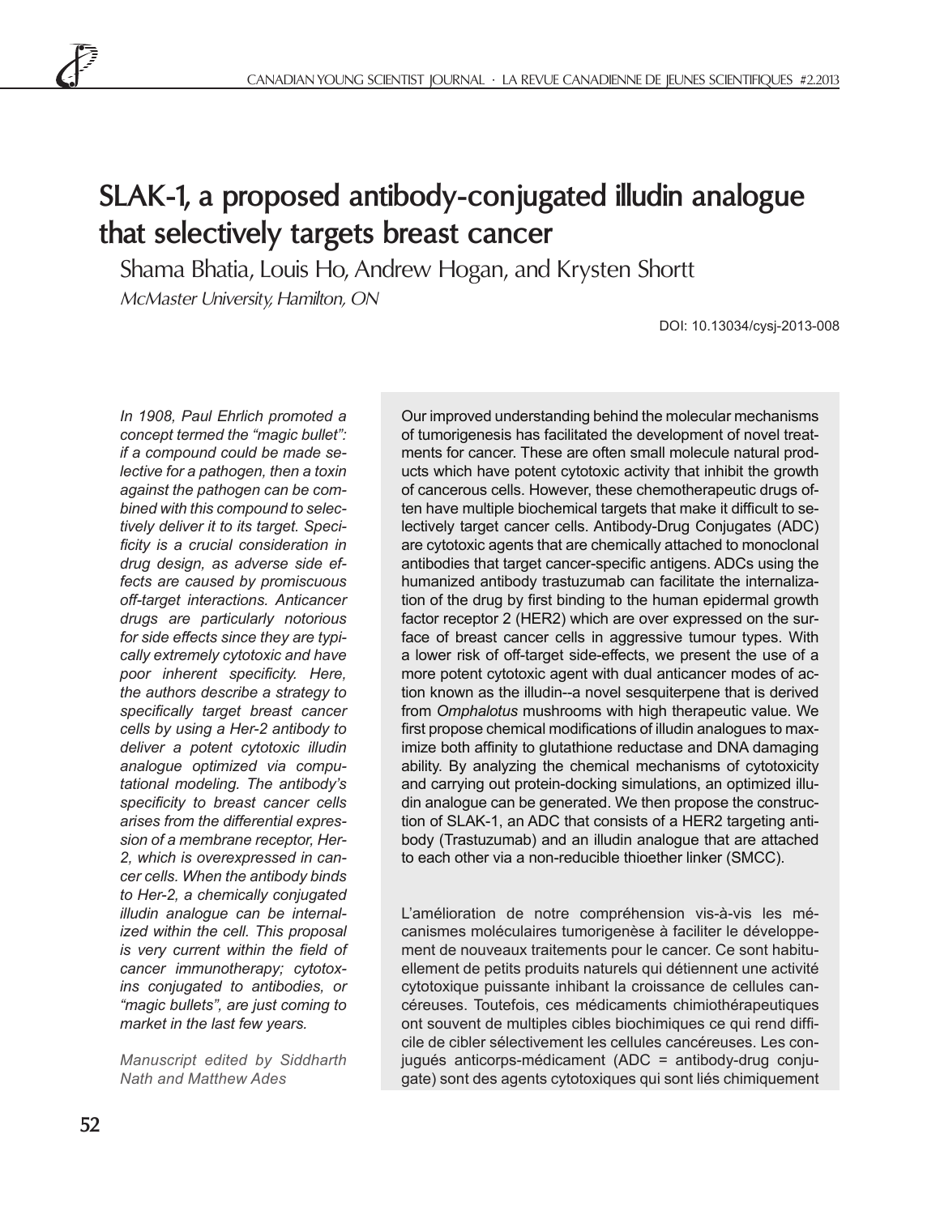# SLAK-1, a proposed antibody-conjugated illudin analogue that selectively targets breast cancer

Shama Bhatia, Louis Ho, Andrew Hogan, and Krysten Shortt

*McMaster University, Hamilton, ON*

DOI: 10.13034/cysj-2013-008

*In 1908, Paul Ehrlich promoted a concept termed the "magic bullet": if a compound could be made selective for a pathogen, then a toxin against the pathogen can be combined with this compound to selectively deliver it to its target. Specificity is a crucial consideration in drug design, as adverse side effects are caused by promiscuous off-target interactions. Anticancer drugs are particularly notorious for side effects since they are typically extremely cytotoxic and have poor inherent specificity. Here, the authors describe a strategy to specifically target breast cancer cells by using a Her-2 antibody to deliver a potent cytotoxic illudin analogue optimized via computational modeling. The antibody's specificity to breast cancer cells arises from the differential expression of a membrane receptor, Her-2, which is overexpressed in cancer cells. When the antibody binds to Her-2, a chemically conjugated illudin analogue can be internalized within the cell. This proposal is very current within the field of cancer immunotherapy; cytotoxins conjugated to antibodies, or "magic bullets", are just coming to market in the last few years.*

*Manuscript edited by Siddharth Nath and Matthew Ades*

Our improved understanding behind the molecular mechanisms of tumorigenesis has facilitated the development of novel treatments for cancer. These are often small molecule natural products which have potent cytotoxic activity that inhibit the growth of cancerous cells. However, these chemotherapeutic drugs often have multiple biochemical targets that make it difficult to selectively target cancer cells. Antibody-Drug Conjugates (ADC) are cytotoxic agents that are chemically attached to monoclonal antibodies that target cancer-specific antigens. ADCs using the humanized antibody trastuzumab can facilitate the internalization of the drug by first binding to the human epidermal growth factor receptor 2 (HER2) which are over expressed on the surface of breast cancer cells in aggressive tumour types. With a lower risk of off-target side-effects, we present the use of a more potent cytotoxic agent with dual anticancer modes of action known as the illudin--a novel sesquiterpene that is derived from *Omphalotus* mushrooms with high therapeutic value. We first propose chemical modifications of illudin analogues to maximize both affinity to glutathione reductase and DNA damaging ability. By analyzing the chemical mechanisms of cytotoxicity and carrying out protein-docking simulations, an optimized illudin analogue can be generated. We then propose the construction of SLAK-1, an ADC that consists of a HER2 targeting antibody (Trastuzumab) and an illudin analogue that are attached to each other via a non-reducible thioether linker (SMCC).

L'amélioration de notre compréhension vis-à-vis les mécanismes moléculaires tumorigenèse à faciliter le développement de nouveaux traitements pour le cancer. Ce sont habituellement de petits produits naturels qui détiennent une activité cytotoxique puissante inhibant la croissance de cellules cancéreuses. Toutefois, ces médicaments chimiothérapeutiques ont souvent de multiples cibles biochimiques ce qui rend difficile de cibler sélectivement les cellules cancéreuses. Les conjugués anticorps-médicament (ADC = antibody-drug conjugate) sont des agents cytotoxiques qui sont liés chimiquement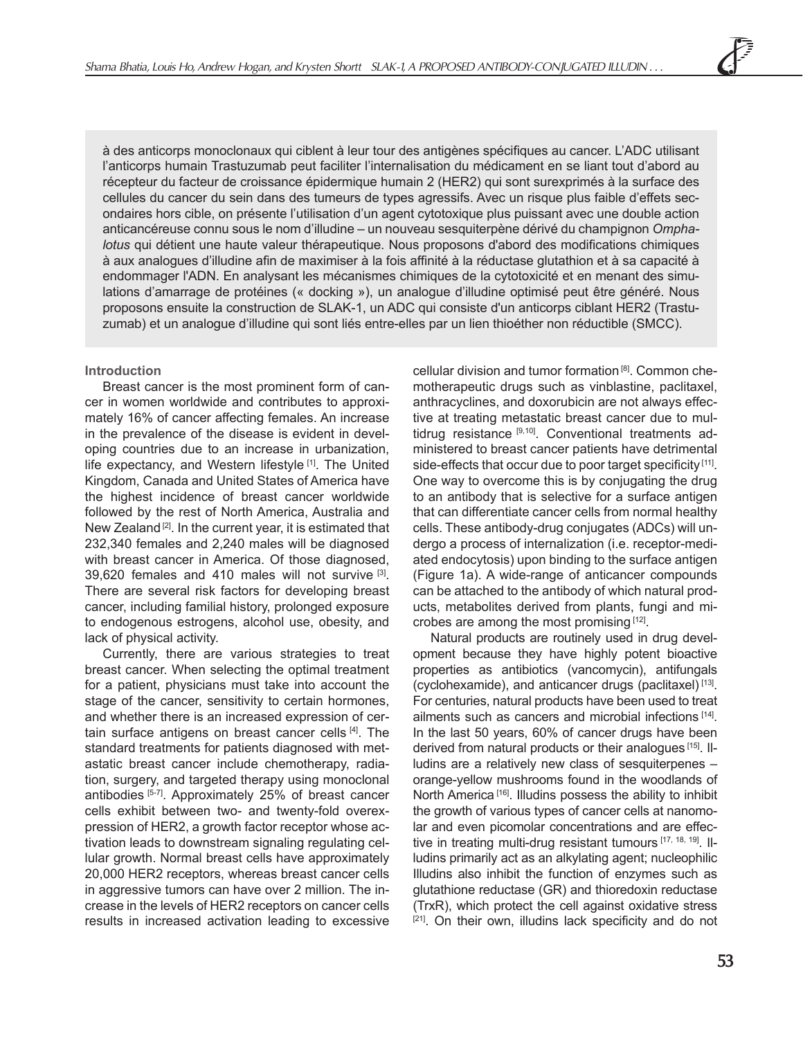à des anticorps monoclonaux qui ciblent à leur tour des antigènes spécifiques au cancer. L'ADC utilisant l'anticorps humain Trastuzumab peut faciliter l'internalisation du médicament en se liant tout d'abord au récepteur du facteur de croissance épidermique humain 2 (HER2) qui sont surexprimés à la surface des cellules du cancer du sein dans des tumeurs de types agressifs. Avec un risque plus faible d'effets secondaires hors cible, on présente l'utilisation d'un agent cytotoxique plus puissant avec une double action anticancéreuse connu sous le nom d'illudine – un nouveau sesquiterpène dérivé du champignon *Omphalotus* qui détient une haute valeur thérapeutique. Nous proposons d'abord des modifications chimiques à aux analogues d'illudine afin de maximiser à la fois affinité à la réductase glutathion et à sa capacité à endommager l'ADN. En analysant les mécanismes chimiques de la cytotoxicité et en menant des simulations d'amarrage de protéines (« docking »), un analogue d'illudine optimisé peut être généré. Nous proposons ensuite la construction de SLAK-1, un ADC qui consiste d'un anticorps ciblant HER2 (Trastuzumab) et un analogue d'illudine qui sont liés entre-elles par un lien thioéther non réductible (SMCC).

## Introduction

Breast cancer is the most prominent form of cancer in women worldwide and contributes to approximately 16% of cancer affecting females. An increase in the prevalence of the disease is evident in developing countries due to an increase in urbanization, life expectancy, and Western lifestyle [1]. The United Kingdom, Canada and United States of America have the highest incidence of breast cancer worldwide followed by the rest of North America, Australia and New Zealand [2]. In the current year, it is estimated that 232,340 females and 2,240 males will be diagnosed with breast cancer in America. Of those diagnosed, 39,620 females and 410 males will not survive [3]. There are several risk factors for developing breast cancer, including familial history, prolonged exposure to endogenous estrogens, alcohol use, obesity, and lack of physical activity.

Currently, there are various strategies to treat breast cancer. When selecting the optimal treatment for a patient, physicians must take into account the stage of the cancer, sensitivity to certain hormones, and whether there is an increased expression of certain surface antigens on breast cancer cells [4]. The standard treatments for patients diagnosed with metastatic breast cancer include chemotherapy, radiation, surgery, and targeted therapy using monoclonal antibodies [5-7]. Approximately 25% of breast cancer cells exhibit between two- and twenty-fold overexpression of HER2, a growth factor receptor whose activation leads to downstream signaling regulating cellular growth. Normal breast cells have approximately 20,000 HER2 receptors, whereas breast cancer cells in aggressive tumors can have over 2 million. The increase in the levels of HER2 receptors on cancer cells results in increased activation leading to excessive cellular division and tumor formation [8]. Common chemotherapeutic drugs such as vinblastine, paclitaxel, anthracyclines, and doxorubicin are not always effective at treating metastatic breast cancer due to multidrug resistance [9,10]. Conventional treatments administered to breast cancer patients have detrimental side-effects that occur due to poor target specificity [11]. One way to overcome this is by conjugating the drug to an antibody that is selective for a surface antigen that can differentiate cancer cells from normal healthy cells. These antibody-drug conjugates (ADCs) will undergo a process of internalization (i.e. receptor-mediated endocytosis) upon binding to the surface antigen (Figure 1a). A wide-range of anticancer compounds can be attached to the antibody of which natural products, metabolites derived from plants, fungi and microbes are among the most promising [12].

Natural products are routinely used in drug development because they have highly potent bioactive properties as antibiotics (vancomycin), antifungals (cyclohexamide), and anticancer drugs (paclitaxel) [13]. For centuries, natural products have been used to treat ailments such as cancers and microbial infections [14]. In the last 50 years, 60% of cancer drugs have been derived from natural products or their analogues [15]. Illudins are a relatively new class of sesquiterpenes – orange-yellow mushrooms found in the woodlands of North America [16]. Illudins possess the ability to inhibit the growth of various types of cancer cells at nanomolar and even picomolar concentrations and are effective in treating multi-drug resistant tumours [17, 18, 19]. Illudins primarily act as an alkylating agent; nucleophilic Illudins also inhibit the function of enzymes such as glutathione reductase (GR) and thioredoxin reductase (TrxR), which protect the cell against oxidative stress [21]. On their own, illudins lack specificity and do not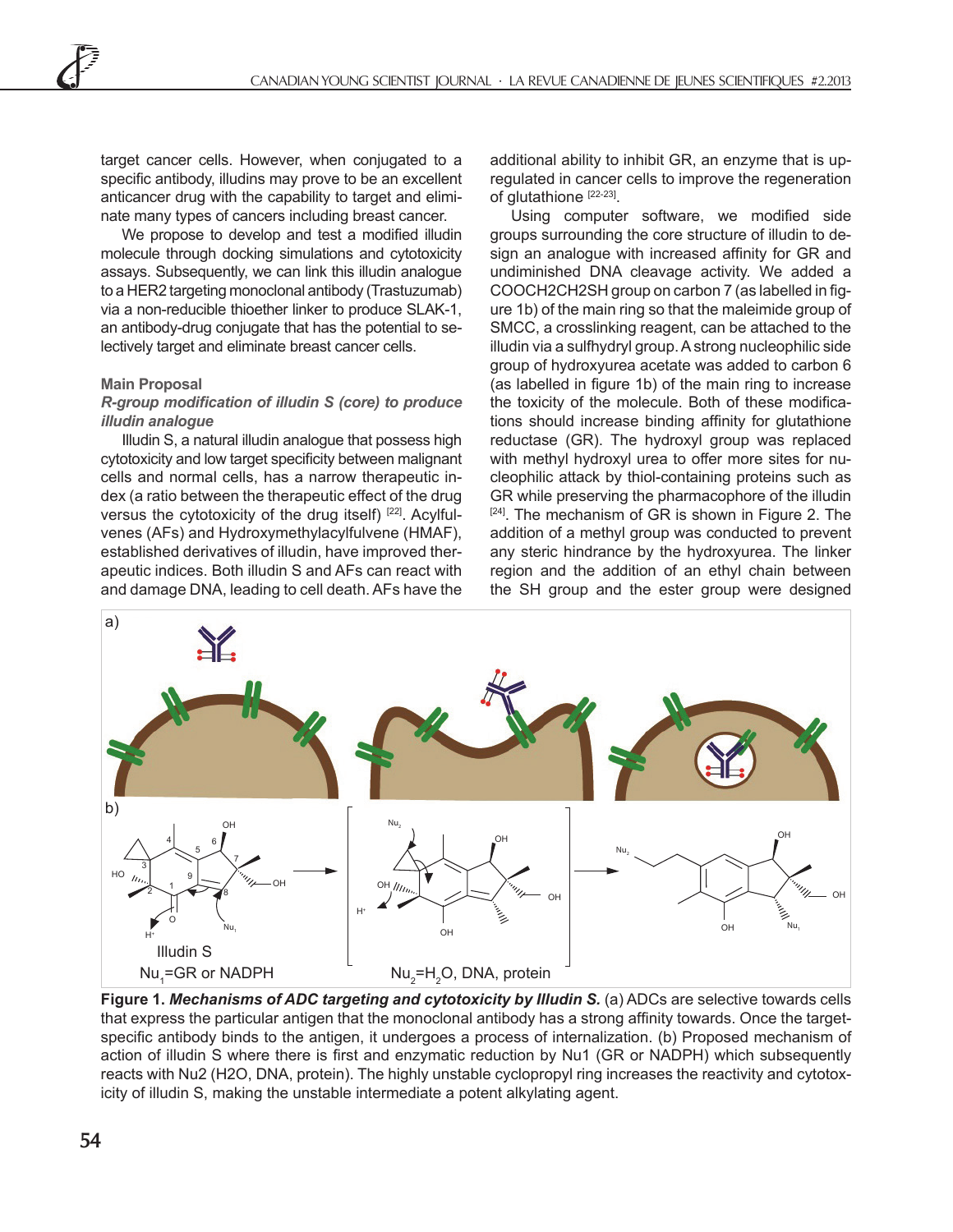target cancer cells. However, when conjugated to a specific antibody, illudins may prove to be an excellent anticancer drug with the capability to target and eliminate many types of cancers including breast cancer.

We propose to develop and test a modified illudin molecule through docking simulations and cytotoxicity assays. Subsequently, we can link this illudin analogue to a HER2 targeting monoclonal antibody (Trastuzumab) via a non-reducible thioether linker to produce SLAK-1, an antibody-drug conjugate that has the potential to selectively target and eliminate breast cancer cells.

## Main Proposal

### *R-group modification of illudin S (core) to produce illudin analogue*

Illudin S, a natural illudin analogue that possess high cytotoxicity and low target specificity between malignant cells and normal cells, has a narrow therapeutic index (a ratio between the therapeutic effect of the drug versus the cytotoxicity of the drug itself) [22]. Acylfulvenes (AFs) and Hydroxymethylacylfulvene (HMAF), established derivatives of illudin, have improved therapeutic indices. Both illudin S and AFs can react with and damage DNA, leading to cell death. AFs have the additional ability to inhibit GR, an enzyme that is upregulated in cancer cells to improve the regeneration of glutathione [22-23].

Using computer software, we modified side groups surrounding the core structure of illudin to design an analogue with increased affinity for GR and undiminished DNA cleavage activity. We added a COOCH2CH2SH group on carbon 7 (as labelled in figure 1b) of the main ring so that the maleimide group of SMCC, a crosslinking reagent, can be attached to the illudin via a sulfhydryl group. A strong nucleophilic side group of hydroxyurea acetate was added to carbon 6 (as labelled in figure 1b) of the main ring to increase the toxicity of the molecule. Both of these modifications should increase binding affinity for glutathione reductase (GR). The hydroxyl group was replaced with methyl hydroxyl urea to offer more sites for nucleophilic attack by thiol-containing proteins such as GR while preserving the pharmacophore of the illudin [24]. The mechanism of GR is shown in Figure 2. The addition of a methyl group was conducted to prevent any steric hindrance by the hydroxyurea. The linker region and the addition of an ethyl chain between the SH group and the ester group were designed

**Figure 1. *Mechanisms of ADC targeting and cytotoxicity by Illudin S.*** (a) ADCs are selective towards cells that express the particular antigen that the monoclonal antibody has a strong affinity towards. Once the target-specific antibody binds to the antigen, it undergoes a process of internalization. (b) Proposed mechanism of action of illudin S where there is first and enzymatic reduction by Nu1 (GR or NADPH) which subsequently reacts with Nu2 (H2O, DNA, protein). The highly unstable cyclopropyl ring increases the reactivity and cytotoxicity of illudin S, making the unstable intermediate a potent alkylating agent.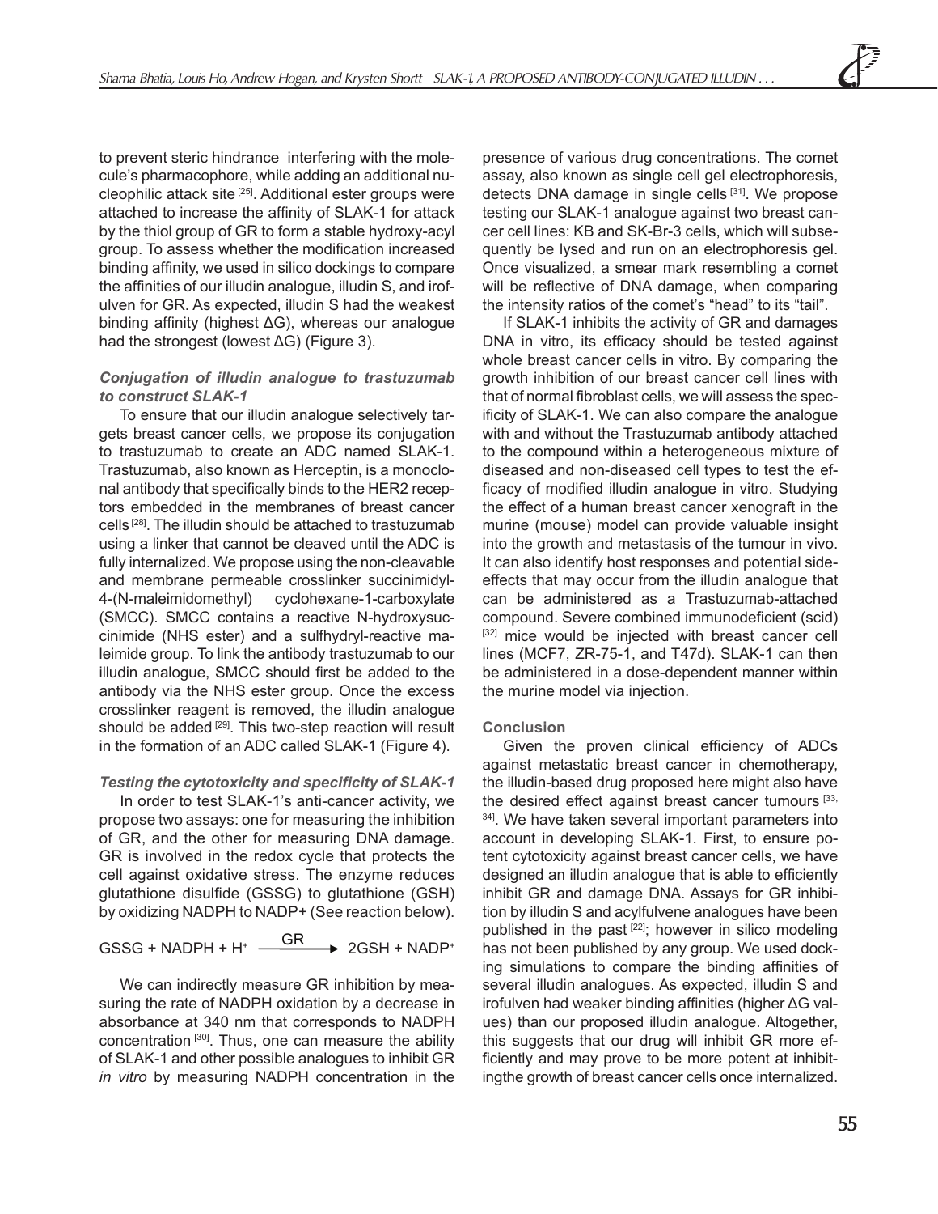to prevent steric hindrance interfering with the molecule's pharmacophore, while adding an additional nucleophilic attack site [25]. Additional ester groups were attached to increase the affinity of SLAK-1 for attack by the thiol group of GR to form a stable hydroxy-acyl group. To assess whether the modification increased binding affinity, we used in silico dockings to compare the affinities of our illudin analogue, illudin S, and irofulven for GR. As expected, illudin S had the weakest binding affinity (highest ΔG), whereas our analogue had the strongest (lowest ΔG) (Figure 3).

### *Conjugation of illudin analogue to trastuzumab to construct SLAK-1*

To ensure that our illudin analogue selectively targets breast cancer cells, we propose its conjugation to trastuzumab to create an ADC named SLAK-1. Trastuzumab, also known as Herceptin, is a monoclonal antibody that specifically binds to the HER2 receptors embedded in the membranes of breast cancer cells [28]. The illudin should be attached to trastuzumab using a linker that cannot be cleaved until the ADC is fully internalized. We propose using the non-cleavable and membrane permeable crosslinker succinimidyl-4-(N-maleimidomethyl) cyclohexane-1-carboxylate (SMCC). SMCC contains a reactive N-hydroxysuccinimide (NHS ester) and a sulfhydryl-reactive maleimide group. To link the antibody trastuzumab to our illudin analogue, SMCC should first be added to the antibody via the NHS ester group. Once the excess crosslinker reagent is removed, the illudin analogue should be added [29]. This two-step reaction will result in the formation of an ADC called SLAK-1 (Figure 4).

### *Testing the cytotoxicity and specificity of SLAK-1*

In order to test SLAK-1's anti-cancer activity, we propose two assays: one for measuring the inhibition of GR, and the other for measuring DNA damage. GR is involved in the redox cycle that protects the cell against oxidative stress. The enzyme reduces glutathione disulfide (GSSG) to glutathione (GSH) by oxidizing NADPH to NADP+ (See reaction below).

$$\text{GSSG} + \text{NADPH} + \text{H}^+ \xrightarrow{\text{GR}} 2\text{GSH} + \text{NADP}^+$$

We can indirectly measure GR inhibition by measuring the rate of NADPH oxidation by a decrease in absorbance at 340 nm that corresponds to NADPH concentration [30]. Thus, one can measure the ability of SLAK-1 and other possible analogues to inhibit GR *in vitro* by measuring NADPH concentration in the presence of various drug concentrations. The comet assay, also known as single cell gel electrophoresis, detects DNA damage in single cells [31]. We propose testing our SLAK-1 analogue against two breast cancer cell lines: KB and SK-Br-3 cells, which will subsequently be lysed and run on an electrophoresis gel. Once visualized, a smear mark resembling a comet will be reflective of DNA damage, when comparing the intensity ratios of the comet's "head" to its "tail".

If SLAK-1 inhibits the activity of GR and damages DNA in vitro, its efficacy should be tested against whole breast cancer cells in vitro. By comparing the growth inhibition of our breast cancer cell lines with that of normal fibroblast cells, we will assess the specificity of SLAK-1. We can also compare the analogue with and without the Trastuzumab antibody attached to the compound within a heterogeneous mixture of diseased and non-diseased cell types to test the efficacy of modified illudin analogue in vitro. Studying the effect of a human breast cancer xenograft in the murine (mouse) model can provide valuable insight into the growth and metastasis of the tumour in vivo. It can also identify host responses and potential side-effects that may occur from the illudin analogue that can be administered as a Trastuzumab-attached compound. Severe combined immunodeficient (scid) [32] mice would be injected with breast cancer cell lines (MCF7, ZR-75-1, and T47d). SLAK-1 can then be administered in a dose-dependent manner within the murine model via injection.

## Conclusion

Given the proven clinical efficiency of ADCs against metastatic breast cancer in chemotherapy, the illudin-based drug proposed here might also have the desired effect against breast cancer tumours [33, 34]. We have taken several important parameters into account in developing SLAK-1. First, to ensure potent cytotoxicity against breast cancer cells, we have designed an illudin analogue that is able to efficiently inhibit GR and damage DNA. Assays for GR inhibition by illudin S and acylfulvene analogues have been published in the past [22]; however in silico modeling has not been published by any group. We used docking simulations to compare the binding affinities of several illudin analogues. As expected, illudin S and irofulven had weaker binding affinities (higher ΔG values) than our proposed illudin analogue. Altogether, this suggests that our drug will inhibit GR more efficiently and may prove to be more potent at inhibitingthe growth of breast cancer cells once internalized.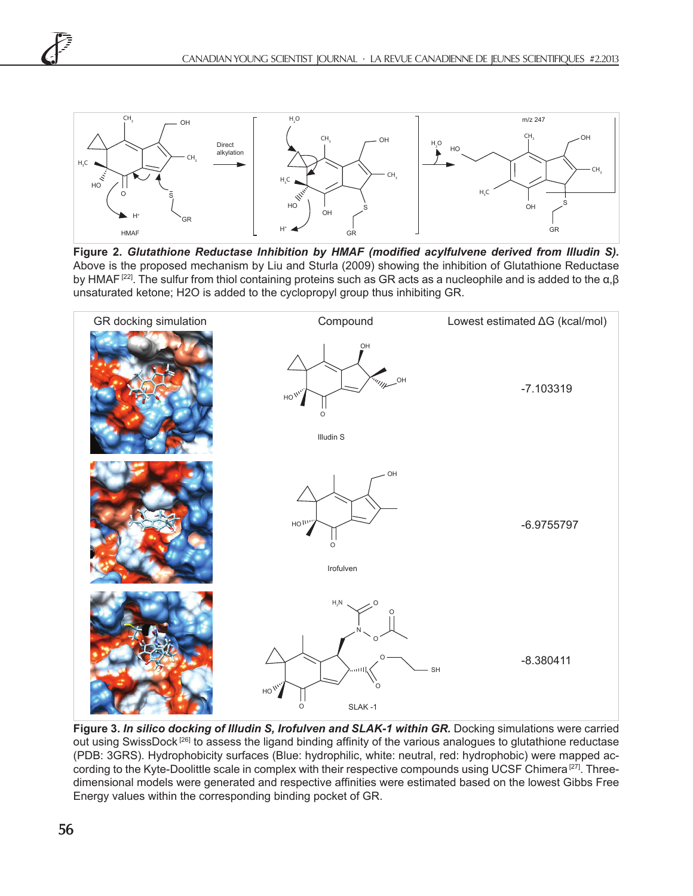**Figure 2.** ***Glutathione Reductase Inhibition by HMAF (modified acylfulvene derived from Illudin S).*** Above is the proposed mechanism by Liu and Sturla (2009) showing the inhibition of Glutathione Reductase by HMAF [22]. The sulfur from thiol containing proteins such as GR acts as a nucleophile and is added to the α,β unsaturated ketone; H2O is added to the cyclopropyl group thus inhibiting GR.

| GR docking simulation | Compound | Lowest estimated ΔG (kcal/mol) |
| --- | --- | --- |
| | Illudin S | -7.103319 |
| | Irofulven | -6.9755797 |
| | SLAK -1 | -8.380411 |

**Figure 3.** ***In silico docking of Illudin S, Irofulven and SLAK-1 within GR.*** Docking simulations were carried out using SwissDock [26] to assess the ligand binding affinity of the various analogues to glutathione reductase (PDB: 3GRS). Hydrophobicity surfaces (Blue: hydrophilic, white: neutral, red: hydrophobic) were mapped according to the Kyte-Doolittle scale in complex with their respective compounds using UCSF Chimera [27]. Three-dimensional models were generated and respective affinities were estimated based on the lowest Gibbs Free Energy values within the corresponding binding pocket of GR.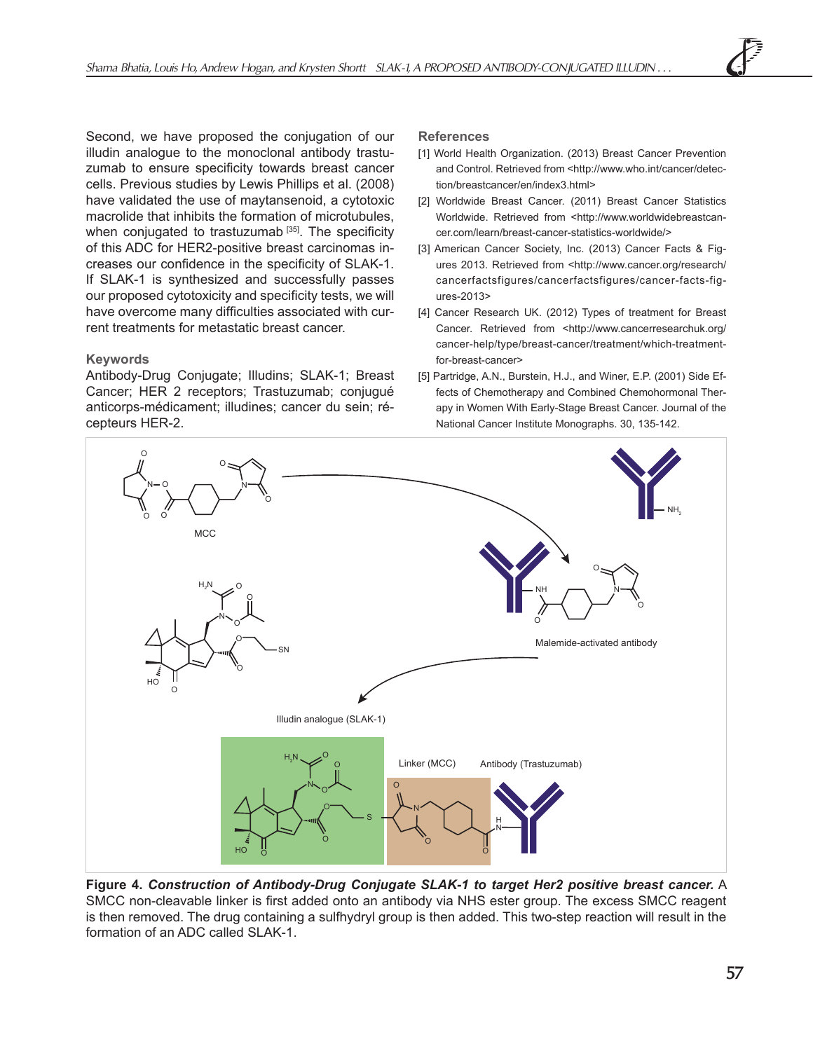Second, we have proposed the conjugation of our illudin analogue to the monoclonal antibody trastuzumab to ensure specificity towards breast cancer cells. Previous studies by Lewis Phillips et al. (2008) have validated the use of maytansenoid, a cytotoxic macrolide that inhibits the formation of microtubules, when conjugated to trastuzumab [35]. The specificity of this ADC for HER2-positive breast carcinomas increases our confidence in the specificity of SLAK-1. If SLAK-1 is synthesized and successfully passes our proposed cytotoxicity and specificity tests, we will have overcome many difficulties associated with current treatments for metastatic breast cancer.

## Keywords

Antibody-Drug Conjugate; Illudins; SLAK-1; Breast Cancer; HER 2 receptors; Trastuzumab; conjugué anticorps-médicament; illudines; cancer du sein; récepteurs HER-2.

## References

[1] World Health Organization. (2013) Breast Cancer Prevention and Control. Retrieved from <http://www.who.int/cancer/detection/breastcancer/en/index3.html>

[2] Worldwide Breast Cancer. (2011) Breast Cancer Statistics Worldwide. Retrieved from <http://www.worldwidebreastcancer.com/learn/breast-cancer-statistics-worldwide/>

[3] American Cancer Society, Inc. (2013) Cancer Facts & Figures 2013. Retrieved from <http://www.cancer.org/research/cancerfactsfigures/cancerfactsfigures/cancer-facts-figures-2013>

[4] Cancer Research UK. (2012) Types of treatment for Breast Cancer. Retrieved from <http://www.cancerresearchuk.org/cancer-help/type/breast-cancer/treatment/which-treatment-for-breast-cancer>

[5] Partridge, A.N., Burstein, H.J., and Winer, E.P. (2001) Side Effects of Chemotherapy and Combined Chemohormonal Therapy in Women With Early-Stage Breast Cancer. Journal of the National Cancer Institute Monographs. 30, 135-142.

**Figure 4. *Construction of Antibody-Drug Conjugate SLAK-1 to target Her2 positive breast cancer.*** A SMCC non-cleavable linker is first added onto an antibody via NHS ester group. The excess SMCC reagent is then removed. The drug containing a sulfhydryl group is then added. This two-step reaction will result in the formation of an ADC called SLAK-1.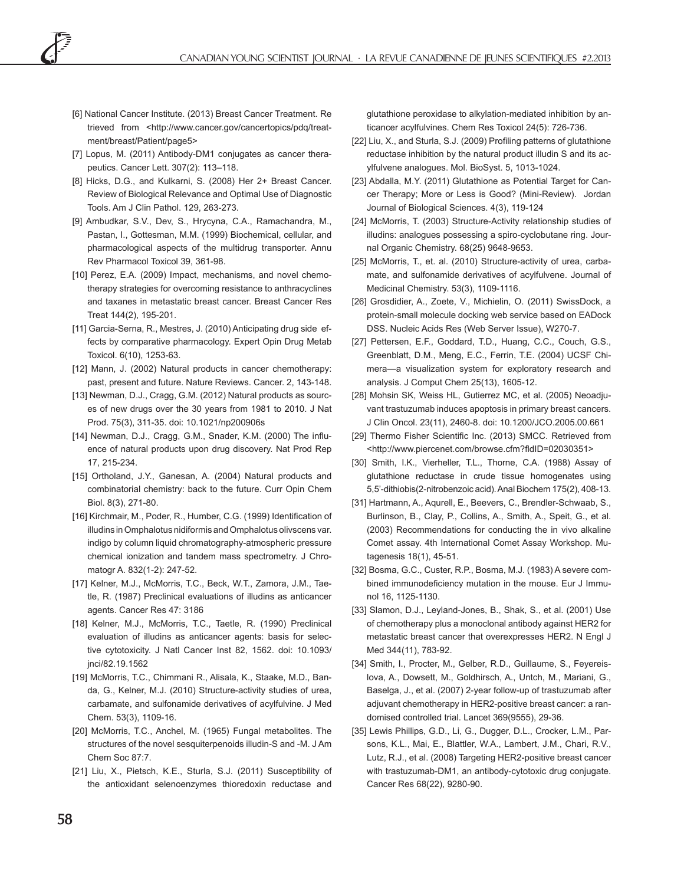[6] National Cancer Institute. (2013) Breast Cancer Treatment. Retrieved from <http://www.cancer.gov/cancertopics/pdq/treatment/breast/Patient/page5>

[7] Lopus, M. (2011) Antibody-DM1 conjugates as cancer therapeutics. Cancer Lett. 307(2): 113–118.

[8] Hicks, D.G., and Kulkarni, S. (2008) Her 2+ Breast Cancer. Review of Biological Relevance and Optimal Use of Diagnostic Tools. Am J Clin Pathol. 129, 263-273.

[9] Ambudkar, S.V., Dev, S., Hrycyna, C.A., Ramachandra, M., Pastan, I., Gottesman, M.M. (1999) Biochemical, cellular, and pharmacological aspects of the multidrug transporter. Annu Rev Pharmacol Toxicol 39, 361-98.

[10] Perez, E.A. (2009) Impact, mechanisms, and novel chemotherapy strategies for overcoming resistance to anthracyclines and taxanes in metastatic breast cancer. Breast Cancer Res Treat 144(2), 195-201.

[11] Garcia-Serna, R., Mestres, J. (2010) Anticipating drug side effects by comparative pharmacology. Expert Opin Drug Metab Toxicol. 6(10), 1253-63.

[12] Mann, J. (2002) Natural products in cancer chemotherapy: past, present and future. Nature Reviews. Cancer. 2, 143-148.

[13] Newman, D.J., Cragg, G.M. (2012) Natural products as sources of new drugs over the 30 years from 1981 to 2010. J Nat Prod. 75(3), 311-35. doi: 10.1021/np200906s

[14] Newman, D.J., Cragg, G.M., Snader, K.M. (2000) The influence of natural products upon drug discovery. Nat Prod Rep 17, 215-234.

[15] Ortholand, J.Y., Ganesan, A. (2004) Natural products and combinatorial chemistry: back to the future. Curr Opin Chem Biol. 8(3), 271-80.

[16] Kirchmair, M., Poder, R., Humber, C.G. (1999) Identification of illudins in Omphalotus nidiformis and Omphalotus olivscens var. indigo by column liquid chromatography-atmospheric pressure chemical ionization and tandem mass spectrometry. J Chromatogr A. 832(1-2): 247-52.

[17] Kelner, M.J., McMorris, T.C., Beck, W.T., Zamora, J.M., Taetle, R. (1987) Preclinical evaluations of illudins as anticancer agents. Cancer Res 47: 3186

[18] Kelner, M.J., McMorris, T.C., Taetle, R. (1990) Preclinical evaluation of illudins as anticancer agents: basis for selective cytotoxicity. J Natl Cancer Inst 82, 1562. doi: 10.1093/jnci/82.19.1562

[19] McMorris, T.C., Chimmani R., Alisala, K., Staake, M.D., Banda, G., Kelner, M.J. (2010) Structure-activity studies of urea, carbamate, and sulfonamide derivatives of acylfulvine. J Med Chem. 53(3), 1109-16.

[20] McMorris, T.C., Anchel, M. (1965) Fungal metabolites. The structures of the novel sesquiterpenoids illudin-S and -M. J Am Chem Soc 87:7.

[21] Liu, X., Pietsch, K.E., Sturla, S.J. (2011) Susceptibility of the antioxidant selenoenzymes thioredoxin reductase and glutathione peroxidase to alkylation-mediated inhibition by anticancer acylfulvines. Chem Res Toxicol 24(5): 726-736.

[22] Liu, X., and Sturla, S.J. (2009) Profiling patterns of glutathione reductase inhibition by the natural product illudin S and its acylfulvene analogues. Mol. BioSyst. 5, 1013-1024.

[23] Abdalla, M.Y. (2011) Glutathione as Potential Target for Cancer Therapy; More or Less is Good? (Mini-Review). Jordan Journal of Biological Sciences. 4(3), 119-124

[24] McMorris, T. (2003) Structure-Activity relationship studies of illudins: analogues possessing a spiro-cyclobutane ring. Journal Organic Chemistry. 68(25) 9648-9653.

[25] McMorris, T., et. al. (2010) Structure-activity of urea, carbamate, and sulfonamide derivatives of acylfulvene. Journal of Medicinal Chemistry. 53(3), 1109-1116.

[26] Grosdidier, A., Zoete, V., Michielin, O. (2011) SwissDock, a protein-small molecule docking web service based on EADock DSS. Nucleic Acids Res (Web Server Issue), W270-7.

[27] Pettersen, E.F., Goddard, T.D., Huang, C.C., Couch, G.S., Greenblatt, D.M., Meng, E.C., Ferrin, T.E. (2004) UCSF Chimera—a visualization system for exploratory research and analysis. J Comput Chem 25(13), 1605-12.

[28] Mohsin SK, Weiss HL, Gutierrez MC, et al. (2005) Neoadjuvant trastuzumab induces apoptosis in primary breast cancers. J Clin Oncol. 23(11), 2460-8. doi: 10.1200/JCO.2005.00.661

[29] Thermo Fisher Scientific Inc. (2013) SMCC. Retrieved from <http://www.piercenet.com/browse.cfm?fldID=02030351>

[30] Smith, I.K., Vierheller, T.L., Thorne, C.A. (1988) Assay of glutathione reductase in crude tissue homogenates using 5,5'-dithiobis(2-nitrobenzoic acid). Anal Biochem 175(2), 408-13.

[31] Hartmann, A., Aqurell, E., Beevers, C., Brendler-Schwaab, S., Burlinson, B., Clay, P., Collins, A., Smith, A., Speit, G., et al. (2003) Recommendations for conducting the in vivo alkaline Comet assay. 4th International Comet Assay Workshop. Mutagenesis 18(1), 45-51.

[32] Bosma, G.C., Custer, R.P., Bosma, M.J. (1983) A severe combined immunodeficiency mutation in the mouse. Eur J Immunol 16, 1125-1130.

[33] Slamon, D.J., Leyland-Jones, B., Shak, S., et al. (2001) Use of chemotherapy plus a monoclonal antibody against HER2 for metastatic breast cancer that overexpresses HER2. N Engl J Med 344(11), 783-92.

[34] Smith, I., Procter, M., Gelber, R.D., Guillaume, S., Feyereislova, A., Dowsett, M., Goldhirsch, A., Untch, M., Mariani, G., Baselga, J., et al. (2007) 2-year follow-up of trastuzumab after adjuvant chemotherapy in HER2-positive breast cancer: a randomised controlled trial. Lancet 369(9555), 29-36.

[35] Lewis Phillips, G.D., Li, G., Dugger, D.L., Crocker, L.M., Parsons, K.L., Mai, E., Blattler, W.A., Lambert, J.M., Chari, R.V., Lutz, R.J., et al. (2008) Targeting HER2-positive breast cancer with trastuzumab-DM1, an antibody-cytotoxic drug conjugate. Cancer Res 68(22), 9280-90.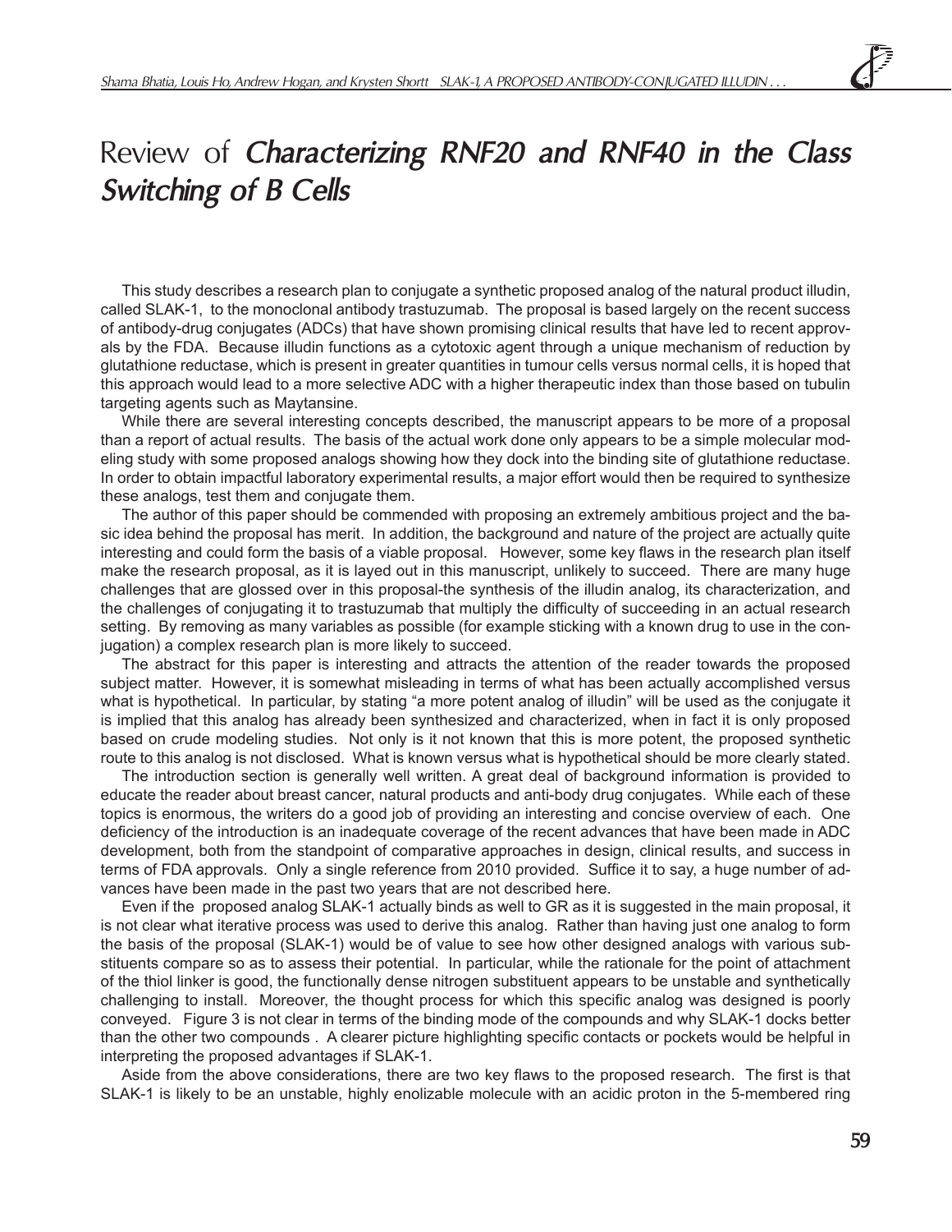# Review of *Characterizing RNF20 and RNF40 in the Class Switching of B Cells*

This study describes a research plan to conjugate a synthetic proposed analog of the natural product illudin, called SLAK-1, to the monoclonal antibody trastuzumab. The proposal is based largely on the recent success of antibody-drug conjugates (ADCs) that have shown promising clinical results that have led to recent approvals by the FDA. Because illudin functions as a cytotoxic agent through a unique mechanism of reduction by glutathione reductase, which is present in greater quantities in tumour cells versus normal cells, it is hoped that this approach would lead to a more selective ADC with a higher therapeutic index than those based on tubulin targeting agents such as Maytansine.

While there are several interesting concepts described, the manuscript appears to be more of a proposal than a report of actual results. The basis of the actual work done only appears to be a simple molecular modeling study with some proposed analogs showing how they dock into the binding site of glutathione reductase. In order to obtain impactful laboratory experimental results, a major effort would then be required to synthesize these analogs, test them and conjugate them.

The author of this paper should be commended with proposing an extremely ambitious project and the basic idea behind the proposal has merit. In addition, the background and nature of the project are actually quite interesting and could form the basis of a viable proposal. However, some key flaws in the research plan itself make the research proposal, as it is layed out in this manuscript, unlikely to succeed. There are many huge challenges that are glossed over in this proposal-the synthesis of the illudin analog, its characterization, and the challenges of conjugating it to trastuzumab that multiply the difficulty of succeeding in an actual research setting. By removing as many variables as possible (for example sticking with a known drug to use in the conjugation) a complex research plan is more likely to succeed.

The abstract for this paper is interesting and attracts the attention of the reader towards the proposed subject matter. However, it is somewhat misleading in terms of what has been actually accomplished versus what is hypothetical. In particular, by stating "a more potent analog of illudin" will be used as the conjugate it is implied that this analog has already been synthesized and characterized, when in fact it is only proposed based on crude modeling studies. Not only is it not known that this is more potent, the proposed synthetic route to this analog is not disclosed. What is known versus what is hypothetical should be more clearly stated.

The introduction section is generally well written. A great deal of background information is provided to educate the reader about breast cancer, natural products and anti-body drug conjugates. While each of these topics is enormous, the writers do a good job of providing an interesting and concise overview of each. One deficiency of the introduction is an inadequate coverage of the recent advances that have been made in ADC development, both from the standpoint of comparative approaches in design, clinical results, and success in terms of FDA approvals. Only a single reference from 2010 provided. Suffice it to say, a huge number of advances have been made in the past two years that are not described here.

Even if the proposed analog SLAK-1 actually binds as well to GR as it is suggested in the main proposal, it is not clear what iterative process was used to derive this analog. Rather than having just one analog to form the basis of the proposal (SLAK-1) would be of value to see how other designed analogs with various substituents compare so as to assess their potential. In particular, while the rationale for the point of attachment of the thiol linker is good, the functionally dense nitrogen substituent appears to be unstable and synthetically challenging to install. Moreover, the thought process for which this specific analog was designed is poorly conveyed. Figure 3 is not clear in terms of the binding mode of the compounds and why SLAK-1 docks better than the other two compounds . A clearer picture highlighting specific contacts or pockets would be helpful in interpreting the proposed advantages if SLAK-1.

Aside from the above considerations, there are two key flaws to the proposed research. The first is that SLAK-1 is likely to be an unstable, highly enolizable molecule with an acidic proton in the 5-membered ring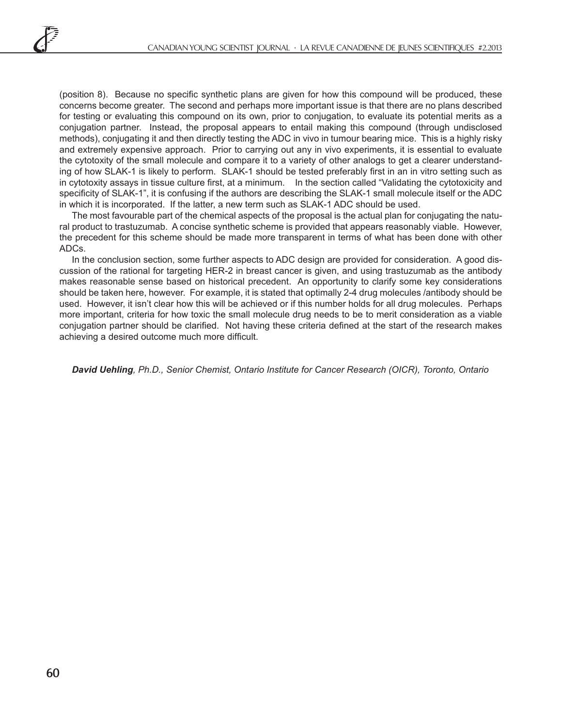(position 8). Because no specific synthetic plans are given for how this compound will be produced, these concerns become greater. The second and perhaps more important issue is that there are no plans described for testing or evaluating this compound on its own, prior to conjugation, to evaluate its potential merits as a conjugation partner. Instead, the proposal appears to entail making this compound (through undisclosed methods), conjugating it and then directly testing the ADC in vivo in tumour bearing mice. This is a highly risky and extremely expensive approach. Prior to carrying out any in vivo experiments, it is essential to evaluate the cytotoxity of the small molecule and compare it to a variety of other analogs to get a clearer understanding of how SLAK-1 is likely to perform. SLAK-1 should be tested preferably first in an in vitro setting such as in cytotoxity assays in tissue culture first, at a minimum. In the section called "Validating the cytotoxicity and specificity of SLAK-1", it is confusing if the authors are describing the SLAK-1 small molecule itself or the ADC in which it is incorporated. If the latter, a new term such as SLAK-1 ADC should be used.

The most favourable part of the chemical aspects of the proposal is the actual plan for conjugating the natural product to trastuzumab. A concise synthetic scheme is provided that appears reasonably viable. However, the precedent for this scheme should be made more transparent in terms of what has been done with other ADCs.

In the conclusion section, some further aspects to ADC design are provided for consideration. A good discussion of the rational for targeting HER-2 in breast cancer is given, and using trastuzumab as the antibody makes reasonable sense based on historical precedent. An opportunity to clarify some key considerations should be taken here, however. For example, it is stated that optimally 2-4 drug molecules /antibody should be used. However, it isn't clear how this will be achieved or if this number holds for all drug molecules. Perhaps more important, criteria for how toxic the small molecule drug needs to be to merit consideration as a viable conjugation partner should be clarified. Not having these criteria defined at the start of the research makes achieving a desired outcome much more difficult.

***David Uehling**, Ph.D., Senior Chemist, Ontario Institute for Cancer Research (OICR), Toronto, Ontario*